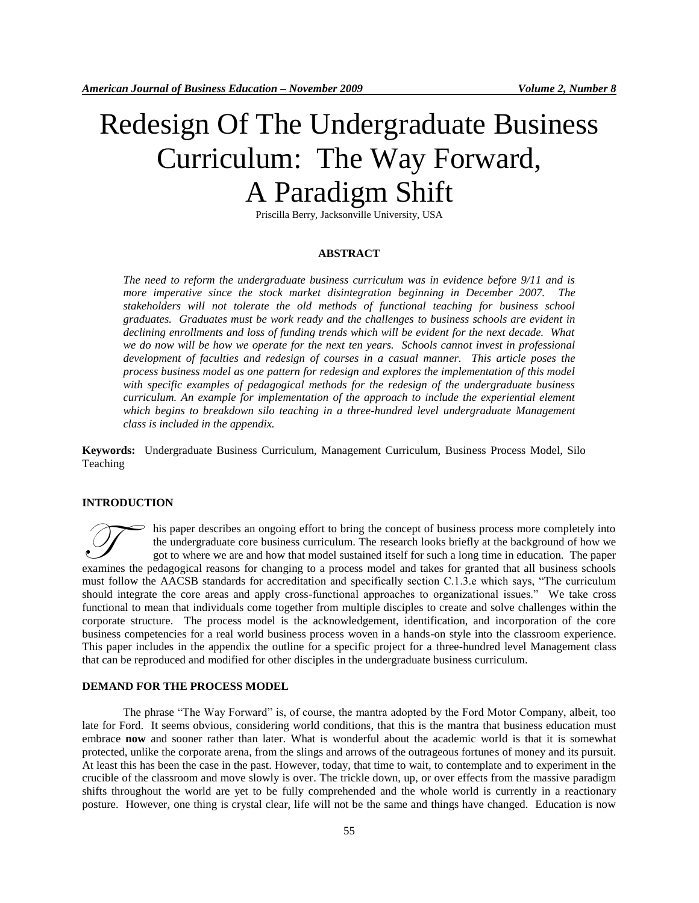# Redesign Of The Undergraduate Business Curriculum: The Way Forward, A Paradigm Shift

Priscilla Berry, Jacksonville University, USA

## ABSTRACT

*The need to reform the undergraduate business curriculum was in evidence before 9/11 and is more imperative since the stock market disintegration beginning in December 2007. The stakeholders will not tolerate the old methods of functional teaching for business school graduates. Graduates must be work ready and the challenges to business schools are evident in declining enrollments and loss of funding trends which will be evident for the next decade. What we do now will be how we operate for the next ten years. Schools cannot invest in professional development of faculties and redesign of courses in a casual manner. This article poses the process business model as one pattern for redesign and explores the implementation of this model with specific examples of pedagogical methods for the redesign of the undergraduate business curriculum. An example for implementation of the approach to include the experiential element which begins to breakdown silo teaching in a three-hundred level undergraduate Management class is included in the appendix.*

**Keywords:** Undergraduate Business Curriculum, Management Curriculum, Business Process Model, Silo Teaching

## INTRODUCTION

This paper describes an ongoing effort to bring the concept of business process more completely into the undergraduate core business curriculum. The research looks briefly at the background of how we got to where we are and how that model sustained itself for such a long time in education. The paper examines the pedagogical reasons for changing to a process model and takes for granted that all business schools must follow the AACSB standards for accreditation and specifically section C.1.3.e which says, "The curriculum should integrate the core areas and apply cross-functional approaches to organizational issues." We take cross functional to mean that individuals come together from multiple disciples to create and solve challenges within the corporate structure. The process model is the acknowledgement, identification, and incorporation of the core business competencies for a real world business process woven in a hands-on style into the classroom experience. This paper includes in the appendix the outline for a specific project for a three-hundred level Management class that can be reproduced and modified for other disciples in the undergraduate business curriculum.

## DEMAND FOR THE PROCESS MODEL

The phrase "The Way Forward" is, of course, the mantra adopted by the Ford Motor Company, albeit, too late for Ford. It seems obvious, considering world conditions, that this is the mantra that business education must embrace **now** and sooner rather than later. What is wonderful about the academic world is that it is somewhat protected, unlike the corporate arena, from the slings and arrows of the outrageous fortunes of money and its pursuit. At least this has been the case in the past. However, today, that time to wait, to contemplate and to experiment in the crucible of the classroom and move slowly is over. The trickle down, up, or over effects from the massive paradigm shifts throughout the world are yet to be fully comprehended and the whole world is currently in a reactionary posture. However, one thing is crystal clear, life will not be the same and things have changed. Education is now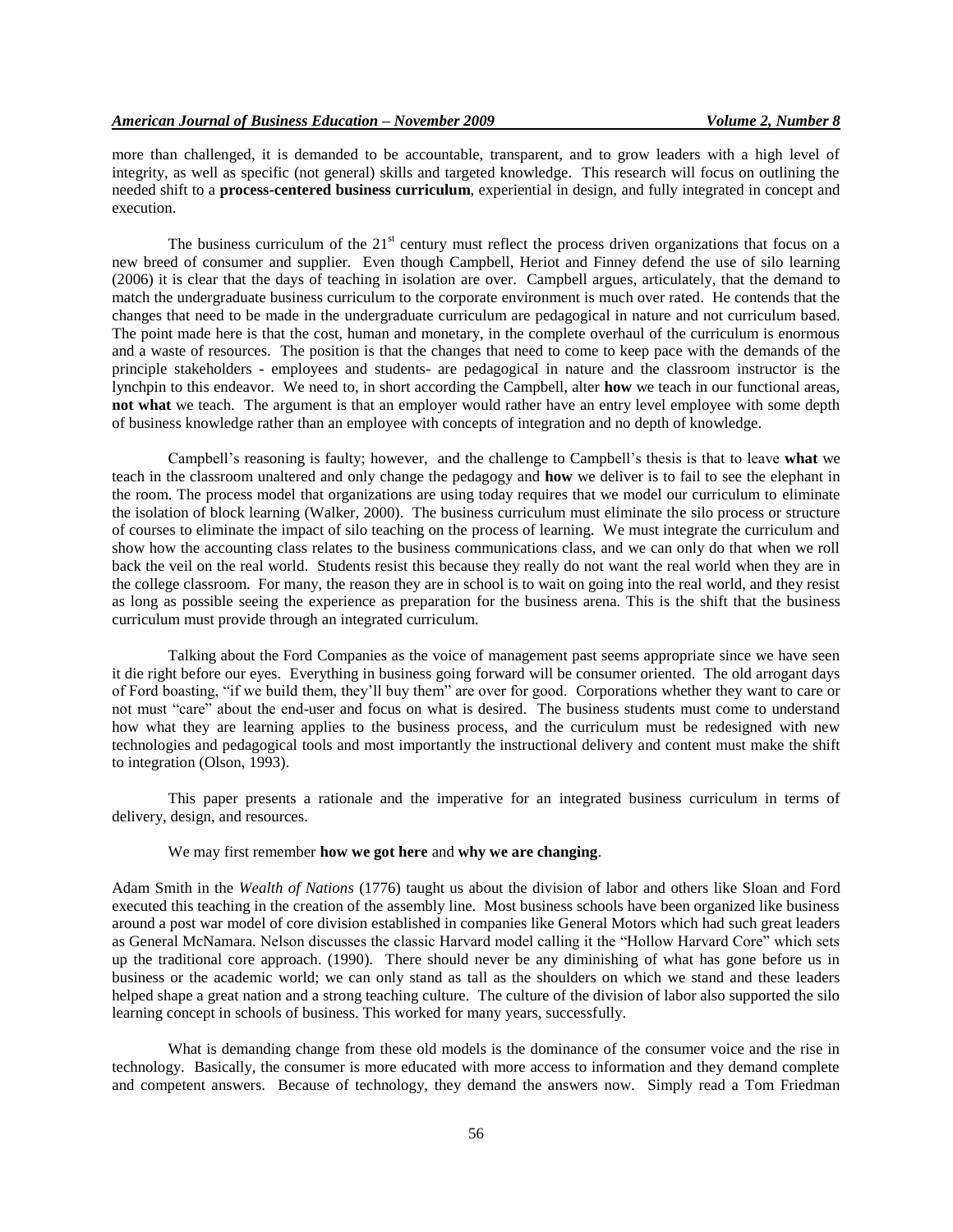more than challenged, it is demanded to be accountable, transparent, and to grow leaders with a high level of integrity, as well as specific (not general) skills and targeted knowledge. This research will focus on outlining the needed shift to a **process-centered business curriculum**, experiential in design, and fully integrated in concept and execution.

The business curriculum of the 21st century must reflect the process driven organizations that focus on a new breed of consumer and supplier. Even though Campbell, Heriot and Finney defend the use of silo learning (2006) it is clear that the days of teaching in isolation are over. Campbell argues, articulately, that the demand to match the undergraduate business curriculum to the corporate environment is much over rated. He contends that the changes that need to be made in the undergraduate curriculum are pedagogical in nature and not curriculum based. The point made here is that the cost, human and monetary, in the complete overhaul of the curriculum is enormous and a waste of resources. The position is that the changes that need to come to keep pace with the demands of the principle stakeholders - employees and students- are pedagogical in nature and the classroom instructor is the lynchpin to this endeavor. We need to, in short according the Campbell, alter **how** we teach in our functional areas, **not what** we teach. The argument is that an employer would rather have an entry level employee with some depth of business knowledge rather than an employee with concepts of integration and no depth of knowledge.

Campbell's reasoning is faulty; however, and the challenge to Campbell's thesis is that to leave **what** we teach in the classroom unaltered and only change the pedagogy and **how** we deliver is to fail to see the elephant in the room. The process model that organizations are using today requires that we model our curriculum to eliminate the isolation of block learning (Walker, 2000). The business curriculum must eliminate the silo process or structure of courses to eliminate the impact of silo teaching on the process of learning. We must integrate the curriculum and show how the accounting class relates to the business communications class, and we can only do that when we roll back the veil on the real world. Students resist this because they really do not want the real world when they are in the college classroom. For many, the reason they are in school is to wait on going into the real world, and they resist as long as possible seeing the experience as preparation for the business arena. This is the shift that the business curriculum must provide through an integrated curriculum.

Talking about the Ford Companies as the voice of management past seems appropriate since we have seen it die right before our eyes. Everything in business going forward will be consumer oriented. The old arrogant days of Ford boasting, "if we build them, they'll buy them" are over for good. Corporations whether they want to care or not must "care" about the end-user and focus on what is desired. The business students must come to understand how what they are learning applies to the business process, and the curriculum must be redesigned with new technologies and pedagogical tools and most importantly the instructional delivery and content must make the shift to integration (Olson, 1993).

This paper presents a rationale and the imperative for an integrated business curriculum in terms of delivery, design, and resources.

We may first remember **how we got here** and **why we are changing**.

Adam Smith in the *Wealth of Nations* (1776) taught us about the division of labor and others like Sloan and Ford executed this teaching in the creation of the assembly line. Most business schools have been organized like business around a post war model of core division established in companies like General Motors which had such great leaders as General McNamara. Nelson discusses the classic Harvard model calling it the "Hollow Harvard Core" which sets up the traditional core approach. (1990). There should never be any diminishing of what has gone before us in business or the academic world; we can only stand as tall as the shoulders on which we stand and these leaders helped shape a great nation and a strong teaching culture. The culture of the division of labor also supported the silo learning concept in schools of business. This worked for many years, successfully.

What is demanding change from these old models is the dominance of the consumer voice and the rise in technology. Basically, the consumer is more educated with more access to information and they demand complete and competent answers. Because of technology, they demand the answers now. Simply read a Tom Friedman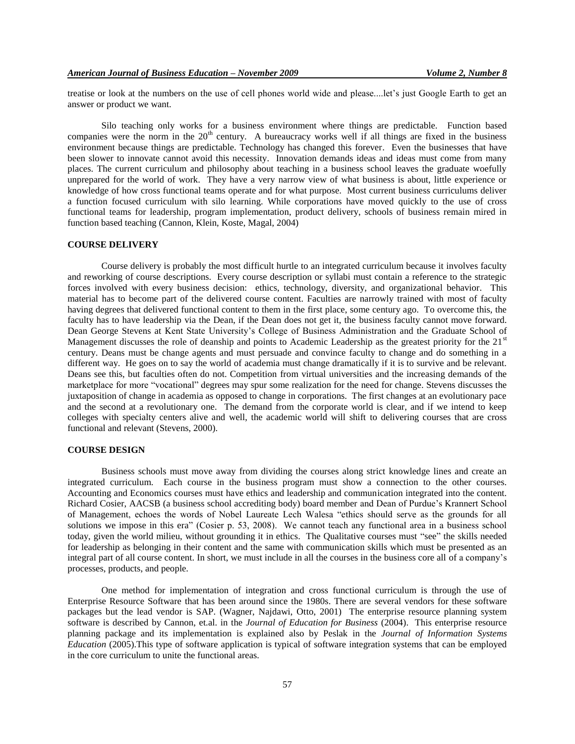treatise or look at the numbers on the use of cell phones world wide and please....let's just Google Earth to get an answer or product we want.

Silo teaching only works for a business environment where things are predictable. Function based companies were the norm in the 20th century. A bureaucracy works well if all things are fixed in the business environment because things are predictable. Technology has changed this forever. Even the businesses that have been slower to innovate cannot avoid this necessity. Innovation demands ideas and ideas must come from many places. The current curriculum and philosophy about teaching in a business school leaves the graduate woefully unprepared for the world of work. They have a very narrow view of what business is about, little experience or knowledge of how cross functional teams operate and for what purpose. Most current business curriculums deliver a function focused curriculum with silo learning. While corporations have moved quickly to the use of cross functional teams for leadership, program implementation, product delivery, schools of business remain mired in function based teaching (Cannon, Klein, Koste, Magal, 2004)

## COURSE DELIVERY

Course delivery is probably the most difficult hurtle to an integrated curriculum because it involves faculty and reworking of course descriptions. Every course description or syllabi must contain a reference to the strategic forces involved with every business decision: ethics, technology, diversity, and organizational behavior. This material has to become part of the delivered course content. Faculties are narrowly trained with most of faculty having degrees that delivered functional content to them in the first place, some century ago. To overcome this, the faculty has to have leadership via the Dean, if the Dean does not get it, the business faculty cannot move forward. Dean George Stevens at Kent State University's College of Business Administration and the Graduate School of Management discusses the role of deanship and points to Academic Leadership as the greatest priority for the 21st century. Deans must be change agents and must persuade and convince faculty to change and do something in a different way. He goes on to say the world of academia must change dramatically if it is to survive and be relevant. Deans see this, but faculties often do not. Competition from virtual universities and the increasing demands of the marketplace for more "vocational" degrees may spur some realization for the need for change. Stevens discusses the juxtaposition of change in academia as opposed to change in corporations. The first changes at an evolutionary pace and the second at a revolutionary one. The demand from the corporate world is clear, and if we intend to keep colleges with specialty centers alive and well, the academic world will shift to delivering courses that are cross functional and relevant (Stevens, 2000).

## COURSE DESIGN

Business schools must move away from dividing the courses along strict knowledge lines and create an integrated curriculum. Each course in the business program must show a connection to the other courses. Accounting and Economics courses must have ethics and leadership and communication integrated into the content. Richard Cosier, AACSB (a business school accrediting body) board member and Dean of Purdue's Krannert School of Management, echoes the words of Nobel Laureate Lech Walesa "ethics should serve as the grounds for all solutions we impose in this era" (Cosier p. 53, 2008). We cannot teach any functional area in a business school today, given the world milieu, without grounding it in ethics. The Qualitative courses must "see" the skills needed for leadership as belonging in their content and the same with communication skills which must be presented as an integral part of all course content. In short, we must include in all the courses in the business core all of a company's processes, products, and people.

One method for implementation of integration and cross functional curriculum is through the use of Enterprise Resource Software that has been around since the 1980s. There are several vendors for these software packages but the lead vendor is SAP. (Wagner, Najdawi, Otto, 2001) The enterprise resource planning system software is described by Cannon, et.al. in the *Journal of Education for Business* (2004). This enterprise resource planning package and its implementation is explained also by Peslak in the *Journal of Information Systems Education* (2005).This type of software application is typical of software integration systems that can be employed in the core curriculum to unite the functional areas.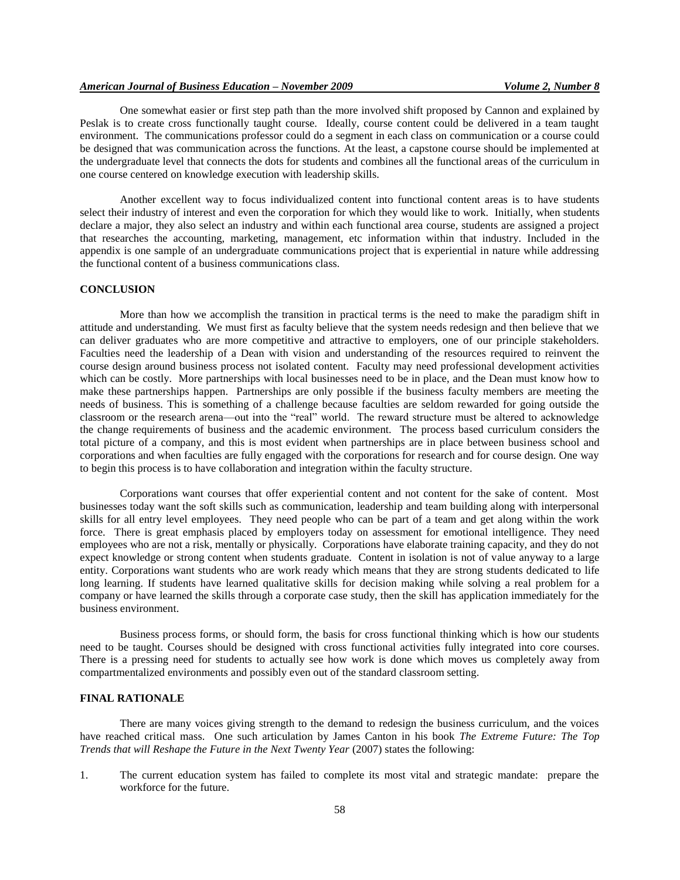One somewhat easier or first step path than the more involved shift proposed by Cannon and explained by Peslak is to create cross functionally taught course. Ideally, course content could be delivered in a team taught environment. The communications professor could do a segment in each class on communication or a course could be designed that was communication across the functions. At the least, a capstone course should be implemented at the undergraduate level that connects the dots for students and combines all the functional areas of the curriculum in one course centered on knowledge execution with leadership skills.

Another excellent way to focus individualized content into functional content areas is to have students select their industry of interest and even the corporation for which they would like to work. Initially, when students declare a major, they also select an industry and within each functional area course, students are assigned a project that researches the accounting, marketing, management, etc information within that industry. Included in the appendix is one sample of an undergraduate communications project that is experiential in nature while addressing the functional content of a business communications class.

## CONCLUSION

More than how we accomplish the transition in practical terms is the need to make the paradigm shift in attitude and understanding. We must first as faculty believe that the system needs redesign and then believe that we can deliver graduates who are more competitive and attractive to employers, one of our principle stakeholders. Faculties need the leadership of a Dean with vision and understanding of the resources required to reinvent the course design around business process not isolated content. Faculty may need professional development activities which can be costly. More partnerships with local businesses need to be in place, and the Dean must know how to make these partnerships happen. Partnerships are only possible if the business faculty members are meeting the needs of business. This is something of a challenge because faculties are seldom rewarded for going outside the classroom or the research arena—out into the "real" world. The reward structure must be altered to acknowledge the change requirements of business and the academic environment. The process based curriculum considers the total picture of a company, and this is most evident when partnerships are in place between business school and corporations and when faculties are fully engaged with the corporations for research and for course design. One way to begin this process is to have collaboration and integration within the faculty structure.

Corporations want courses that offer experiential content and not content for the sake of content. Most businesses today want the soft skills such as communication, leadership and team building along with interpersonal skills for all entry level employees. They need people who can be part of a team and get along within the work force. There is great emphasis placed by employers today on assessment for emotional intelligence. They need employees who are not a risk, mentally or physically. Corporations have elaborate training capacity, and they do not expect knowledge or strong content when students graduate. Content in isolation is not of value anyway to a large entity. Corporations want students who are work ready which means that they are strong students dedicated to life long learning. If students have learned qualitative skills for decision making while solving a real problem for a company or have learned the skills through a corporate case study, then the skill has application immediately for the business environment.

Business process forms, or should form, the basis for cross functional thinking which is how our students need to be taught. Courses should be designed with cross functional activities fully integrated into core courses. There is a pressing need for students to actually see how work is done which moves us completely away from compartmentalized environments and possibly even out of the standard classroom setting.

## FINAL RATIONALE

There are many voices giving strength to the demand to redesign the business curriculum, and the voices have reached critical mass. One such articulation by James Canton in his book *The Extreme Future: The Top Trends that will Reshape the Future in the Next Twenty Year* (2007) states the following:

1. The current education system has failed to complete its most vital and strategic mandate: prepare the workforce for the future.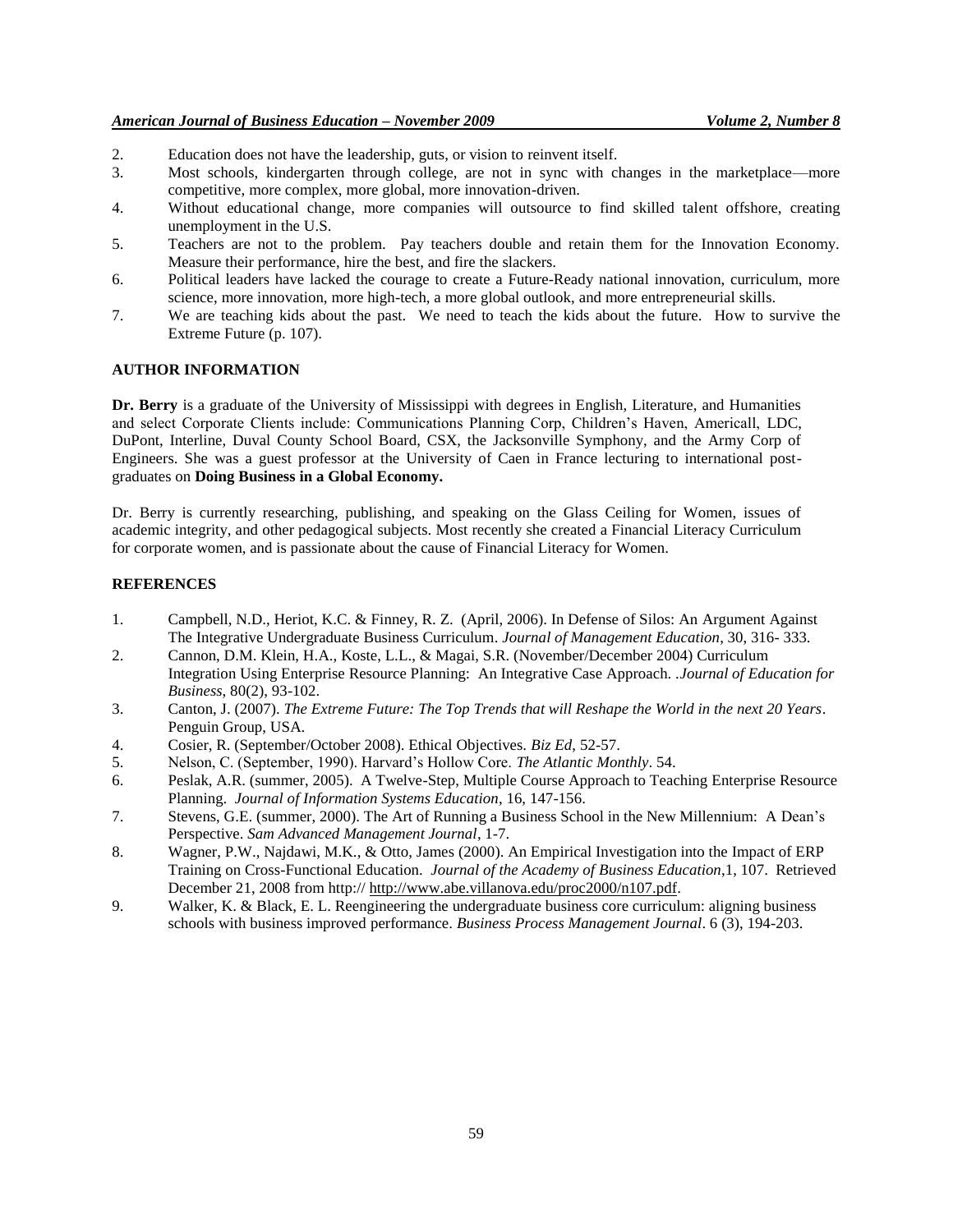2. Education does not have the leadership, guts, or vision to reinvent itself.
3. Most schools, kindergarten through college, are not in sync with changes in the marketplace—more competitive, more complex, more global, more innovation-driven.
4. Without educational change, more companies will outsource to find skilled talent offshore, creating unemployment in the U.S.
5. Teachers are not to the problem. Pay teachers double and retain them for the Innovation Economy. Measure their performance, hire the best, and fire the slackers.
6. Political leaders have lacked the courage to create a Future-Ready national innovation, curriculum, more science, more innovation, more high-tech, a more global outlook, and more entrepreneurial skills.
7. We are teaching kids about the past. We need to teach the kids about the future. How to survive the Extreme Future (p. 107).

## AUTHOR INFORMATION

**Dr. Berry** is a graduate of the University of Mississippi with degrees in English, Literature, and Humanities and select Corporate Clients include: Communications Planning Corp, Children's Haven, Americall, LDC, DuPont, Interline, Duval County School Board, CSX, the Jacksonville Symphony, and the Army Corp of Engineers. She was a guest professor at the University of Caen in France lecturing to international post-graduates on **Doing Business in a Global Economy.**

Dr. Berry is currently researching, publishing, and speaking on the Glass Ceiling for Women, issues of academic integrity, and other pedagogical subjects. Most recently she created a Financial Literacy Curriculum for corporate women, and is passionate about the cause of Financial Literacy for Women.

## REFERENCES

1. Campbell, N.D., Heriot, K.C. & Finney, R. Z. (April, 2006). In Defense of Silos: An Argument Against The Integrative Undergraduate Business Curriculum. *Journal of Management Education*, 30, 316- 333.
2. Cannon, D.M. Klein, H.A., Koste, L.L., & Magai, S.R. (November/December 2004) Curriculum Integration Using Enterprise Resource Planning: An Integrative Case Approach. .*Journal of Education for Business*, 80(2), 93-102.
3. Canton, J. (2007). *The Extreme Future: The Top Trends that will Reshape the World in the next 20 Years*. Penguin Group, USA.
4. Cosier, R. (September/October 2008). Ethical Objectives. *Biz Ed*, 52-57.
5. Nelson, C. (September, 1990). Harvard's Hollow Core. *The Atlantic Monthly*. 54.
6. Peslak, A.R. (summer, 2005). A Twelve-Step, Multiple Course Approach to Teaching Enterprise Resource Planning. *Journal of Information Systems Education*, 16, 147-156.
7. Stevens, G.E. (summer, 2000). The Art of Running a Business School in the New Millennium: A Dean's Perspective. *Sam Advanced Management Journal*, 1-7.
8. Wagner, P.W., Najdawi, M.K., & Otto, James (2000). An Empirical Investigation into the Impact of ERP Training on Cross-Functional Education. *Journal of the Academy of Business Education*,1, 107. Retrieved December 21, 2008 from http:// http://www.abe.villanova.edu/proc2000/n107.pdf.
9. Walker, K. & Black, E. L. Reengineering the undergraduate business core curriculum: aligning business schools with business improved performance. *Business Process Management Journal*. 6 (3), 194-203.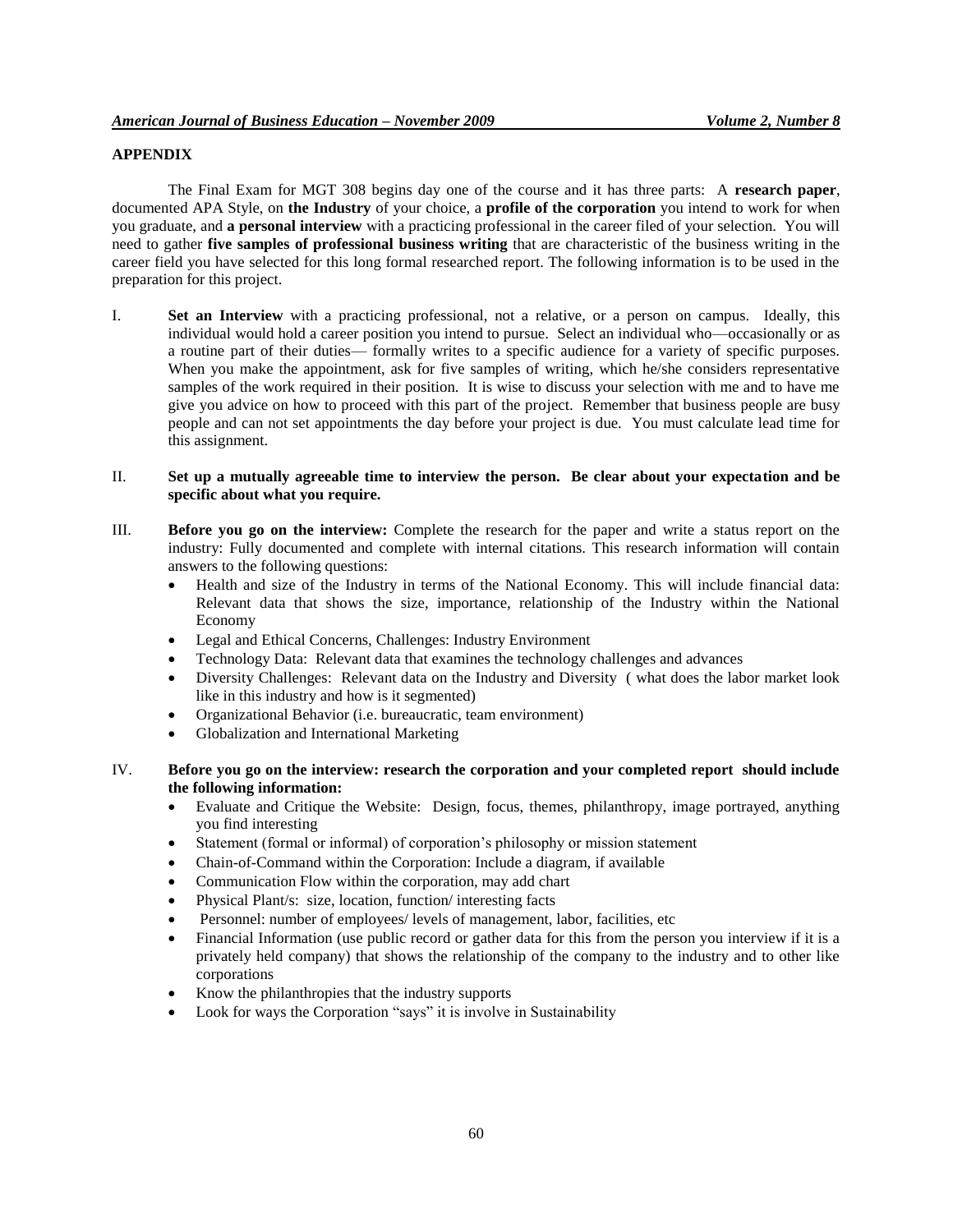## APPENDIX

The Final Exam for MGT 308 begins day one of the course and it has three parts: A **research paper**, documented APA Style, on **the Industry** of your choice, a **profile of the corporation** you intend to work for when you graduate, and **a personal interview** with a practicing professional in the career filed of your selection. You will need to gather **five samples of professional business writing** that are characteristic of the business writing in the career field you have selected for this long formal researched report. The following information is to be used in the preparation for this project.

I. **Set an Interview** with a practicing professional, not a relative, or a person on campus. Ideally, this individual would hold a career position you intend to pursue. Select an individual who—occasionally or as a routine part of their duties— formally writes to a specific audience for a variety of specific purposes. When you make the appointment, ask for five samples of writing, which he/she considers representative samples of the work required in their position. It is wise to discuss your selection with me and to have me give you advice on how to proceed with this part of the project. Remember that business people are busy people and can not set appointments the day before your project is due. You must calculate lead time for this assignment.

II. **Set up a mutually agreeable time to interview the person. Be clear about your expectation and be specific about what you require.**

III. **Before you go on the interview:** Complete the research for the paper and write a status report on the industry: Fully documented and complete with internal citations. This research information will contain answers to the following questions:
   - Health and size of the Industry in terms of the National Economy. This will include financial data: Relevant data that shows the size, importance, relationship of the Industry within the National Economy
   - Legal and Ethical Concerns, Challenges: Industry Environment
   - Technology Data: Relevant data that examines the technology challenges and advances
   - Diversity Challenges: Relevant data on the Industry and Diversity ( what does the labor market look like in this industry and how is it segmented)
   - Organizational Behavior (i.e. bureaucratic, team environment)
   - Globalization and International Marketing

IV. **Before you go on the interview: research the corporation and your completed report should include the following information:**
   - Evaluate and Critique the Website: Design, focus, themes, philanthropy, image portrayed, anything you find interesting
   - Statement (formal or informal) of corporation's philosophy or mission statement
   - Chain-of-Command within the Corporation: Include a diagram, if available
   - Communication Flow within the corporation, may add chart
   - Physical Plant/s: size, location, function/ interesting facts
   - Personnel: number of employees/ levels of management, labor, facilities, etc
   - Financial Information (use public record or gather data for this from the person you interview if it is a privately held company) that shows the relationship of the company to the industry and to other like corporations
   - Know the philanthropies that the industry supports
   - Look for ways the Corporation "says" it is involve in Sustainability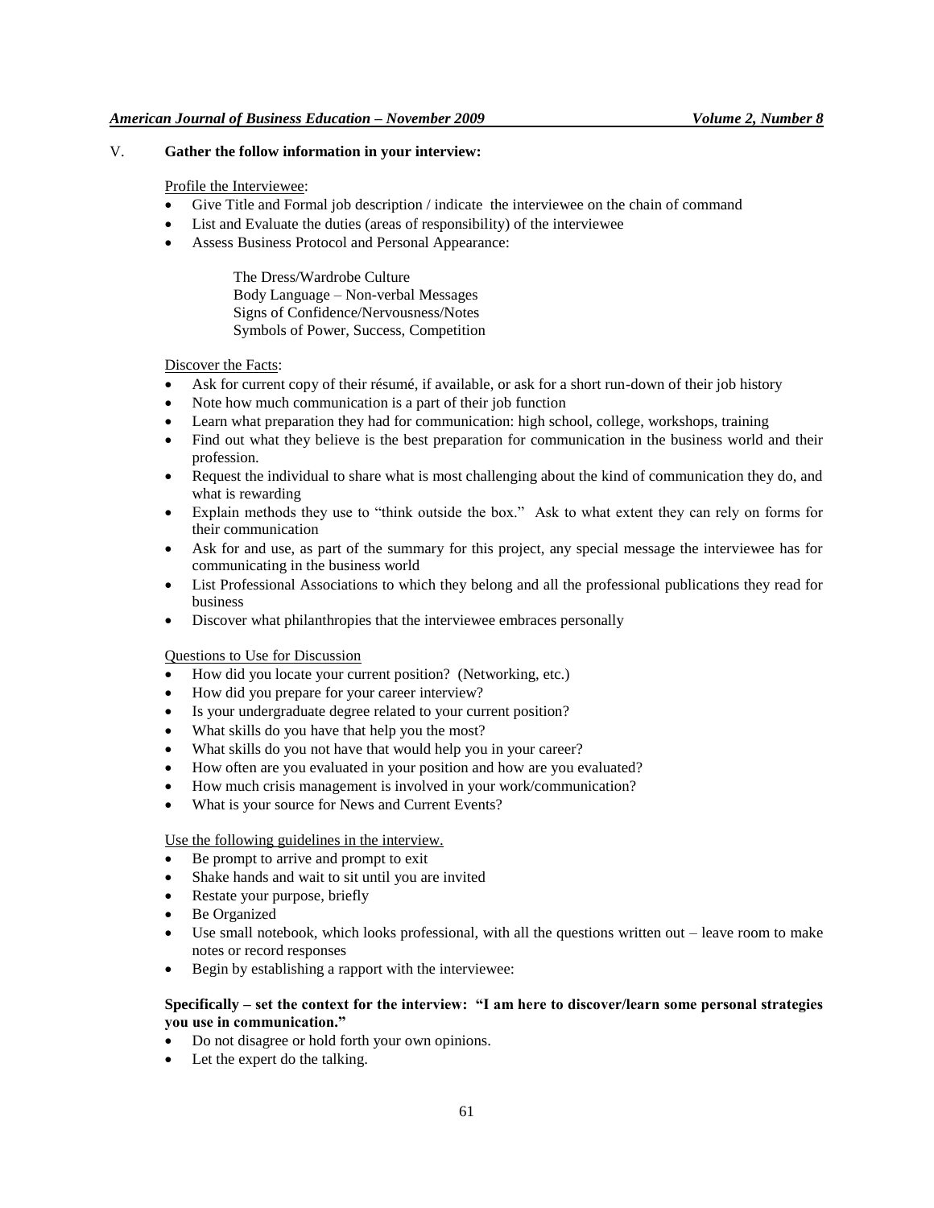V. **Gather the follow information in your interview:**

Profile the Interviewee:

- Give Title and Formal job description / indicate the interviewee on the chain of command
- List and Evaluate the duties (areas of responsibility) of the interviewee
- Assess Business Protocol and Personal Appearance:

  The Dress/Wardrobe Culture
  Body Language – Non-verbal Messages
  Signs of Confidence/Nervousness/Notes
  Symbols of Power, Success, Competition

Discover the Facts:

- Ask for current copy of their résumé, if available, or ask for a short run-down of their job history
- Note how much communication is a part of their job function
- Learn what preparation they had for communication: high school, college, workshops, training
- Find out what they believe is the best preparation for communication in the business world and their profession.
- Request the individual to share what is most challenging about the kind of communication they do, and what is rewarding
- Explain methods they use to "think outside the box." Ask to what extent they can rely on forms for their communication
- Ask for and use, as part of the summary for this project, any special message the interviewee has for communicating in the business world
- List Professional Associations to which they belong and all the professional publications they read for business
- Discover what philanthropies that the interviewee embraces personally

Questions to Use for Discussion

- How did you locate your current position? (Networking, etc.)
- How did you prepare for your career interview?
- Is your undergraduate degree related to your current position?
- What skills do you have that help you the most?
- What skills do you not have that would help you in your career?
- How often are you evaluated in your position and how are you evaluated?
- How much crisis management is involved in your work/communication?
- What is your source for News and Current Events?

Use the following guidelines in the interview.

- Be prompt to arrive and prompt to exit
- Shake hands and wait to sit until you are invited
- Restate your purpose, briefly
- Be Organized
- Use small notebook, which looks professional, with all the questions written out – leave room to make notes or record responses
- Begin by establishing a rapport with the interviewee:

**Specifically – set the context for the interview: "I am here to discover/learn some personal strategies you use in communication."**

- Do not disagree or hold forth your own opinions.
- Let the expert do the talking.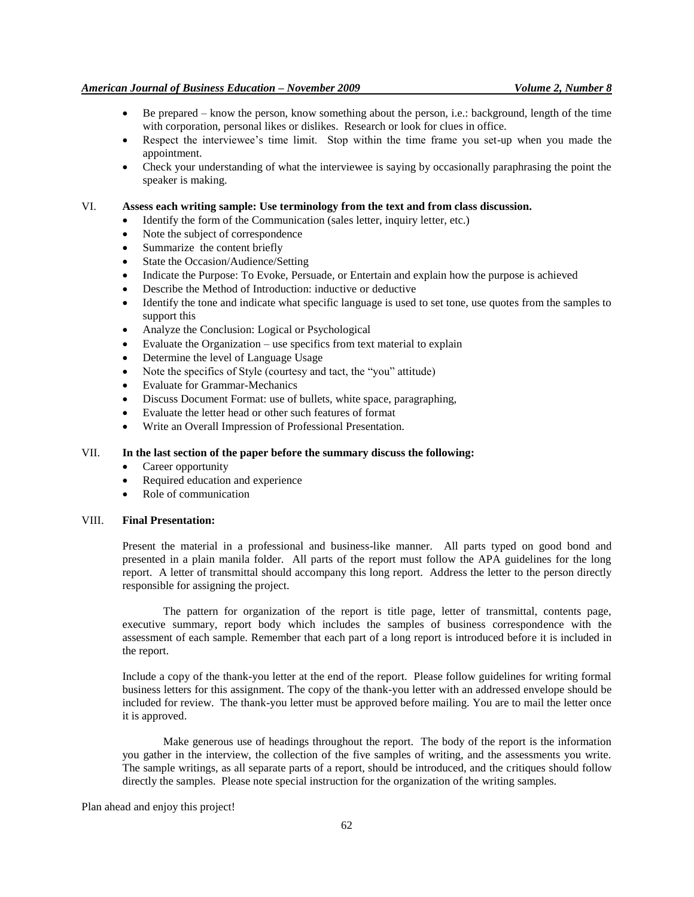- Be prepared – know the person, know something about the person, i.e.: background, length of the time with corporation, personal likes or dislikes. Research or look for clues in office.
- Respect the interviewee's time limit. Stop within the time frame you set-up when you made the appointment.
- Check your understanding of what the interviewee is saying by occasionally paraphrasing the point the speaker is making.

VI. **Assess each writing sample: Use terminology from the text and from class discussion.**

- Identify the form of the Communication (sales letter, inquiry letter, etc.)
- Note the subject of correspondence
- Summarize the content briefly
- State the Occasion/Audience/Setting
- Indicate the Purpose: To Evoke, Persuade, or Entertain and explain how the purpose is achieved
- Describe the Method of Introduction: inductive or deductive
- Identify the tone and indicate what specific language is used to set tone, use quotes from the samples to support this
- Analyze the Conclusion: Logical or Psychological
- Evaluate the Organization – use specifics from text material to explain
- Determine the level of Language Usage
- Note the specifics of Style (courtesy and tact, the "you" attitude)
- Evaluate for Grammar-Mechanics
- Discuss Document Format: use of bullets, white space, paragraphing,
- Evaluate the letter head or other such features of format
- Write an Overall Impression of Professional Presentation.

VII. **In the last section of the paper before the summary discuss the following:**

- Career opportunity
- Required education and experience
- Role of communication

VIII. **Final Presentation:**

Present the material in a professional and business-like manner. All parts typed on good bond and presented in a plain manila folder. All parts of the report must follow the APA guidelines for the long report. A letter of transmittal should accompany this long report. Address the letter to the person directly responsible for assigning the project.

The pattern for organization of the report is title page, letter of transmittal, contents page, executive summary, report body which includes the samples of business correspondence with the assessment of each sample. Remember that each part of a long report is introduced before it is included in the report.

Include a copy of the thank-you letter at the end of the report. Please follow guidelines for writing formal business letters for this assignment. The copy of the thank-you letter with an addressed envelope should be included for review. The thank-you letter must be approved before mailing. You are to mail the letter once it is approved.

Make generous use of headings throughout the report. The body of the report is the information you gather in the interview, the collection of the five samples of writing, and the assessments you write. The sample writings, as all separate parts of a report, should be introduced, and the critiques should follow directly the samples. Please note special instruction for the organization of the writing samples.

Plan ahead and enjoy this project!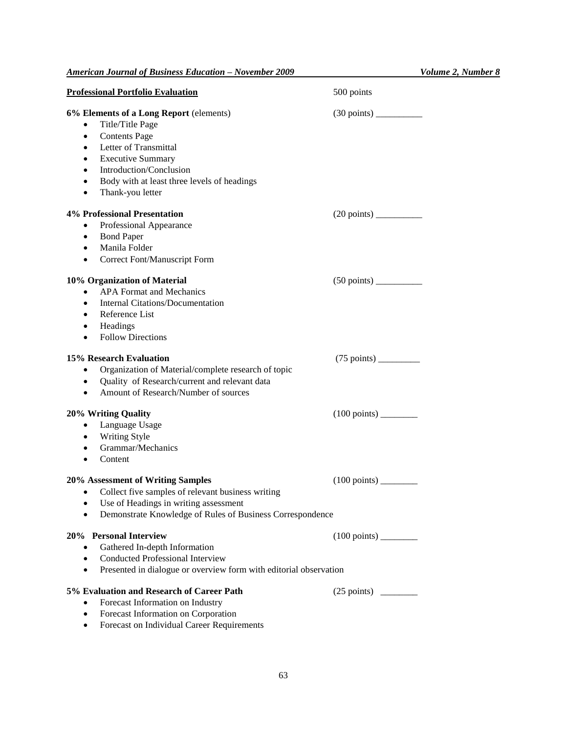**Professional Portfolio Evaluation** 500 points

**6% Elements of a Long Report** (elements) (30 points) __________

- Title/Title Page
- Contents Page
- Letter of Transmittal
- Executive Summary
- Introduction/Conclusion
- Body with at least three levels of headings
- Thank-you letter

**4% Professional Presentation** (20 points) __________

- Professional Appearance
- Bond Paper
- Manila Folder
- Correct Font/Manuscript Form

**10% Organization of Material** (50 points) __________

- APA Format and Mechanics
- Internal Citations/Documentation
- Reference List
- Headings
- Follow Directions

**15% Research Evaluation** (75 points) _________

- Organization of Material/complete research of topic
- Quality of Research/current and relevant data
- Amount of Research/Number of sources

**20% Writing Quality** (100 points) ________

- Language Usage
- Writing Style
- Grammar/Mechanics
- Content

**20% Assessment of Writing Samples** (100 points) ________

- Collect five samples of relevant business writing
- Use of Headings in writing assessment
- Demonstrate Knowledge of Rules of Business Correspondence

**20% Personal Interview** (100 points) ________

- Gathered In-depth Information
- Conducted Professional Interview
- Presented in dialogue or overview form with editorial observation

**5% Evaluation and Research of Career Path** (25 points) ________

- Forecast Information on Industry
- Forecast Information on Corporation
- Forecast on Individual Career Requirements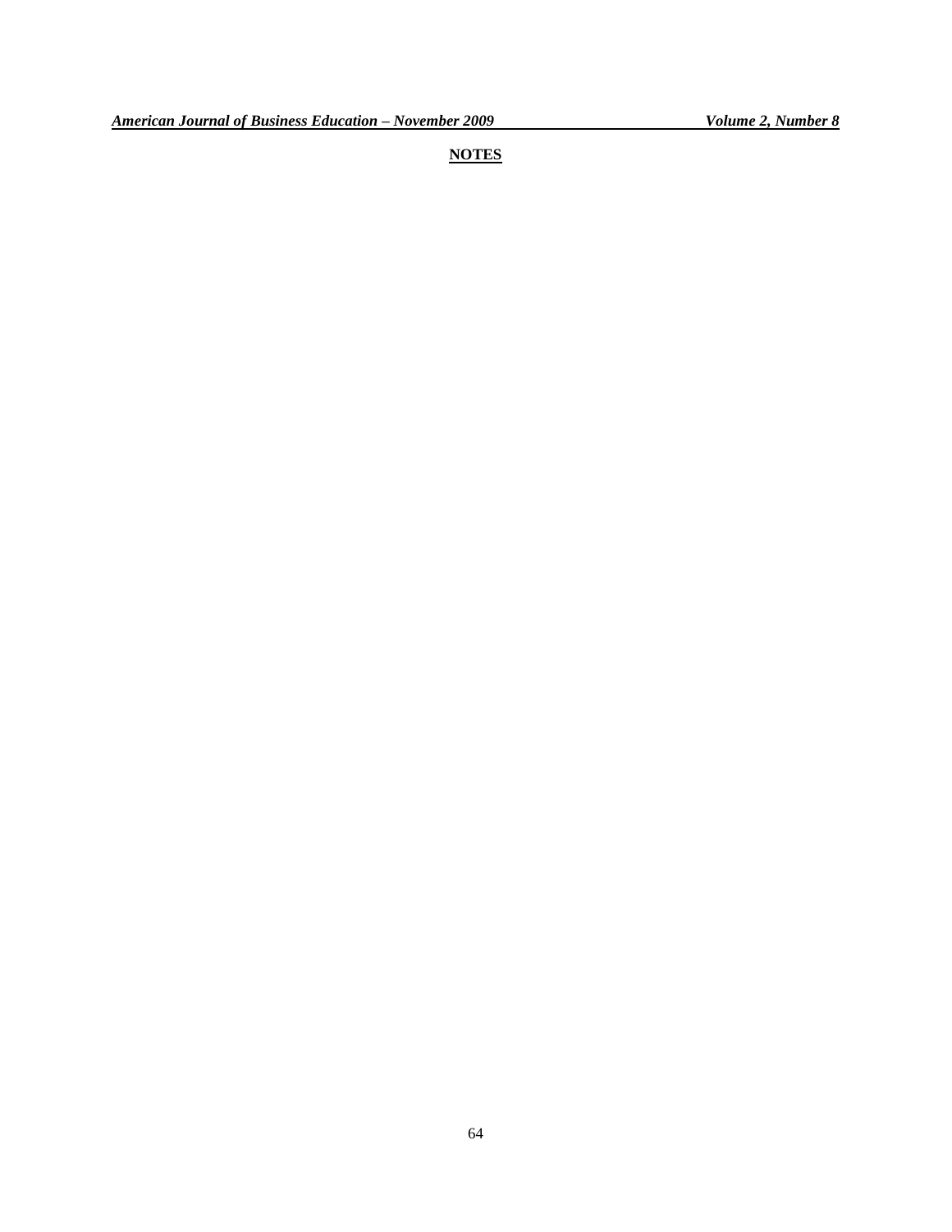**NOTES**